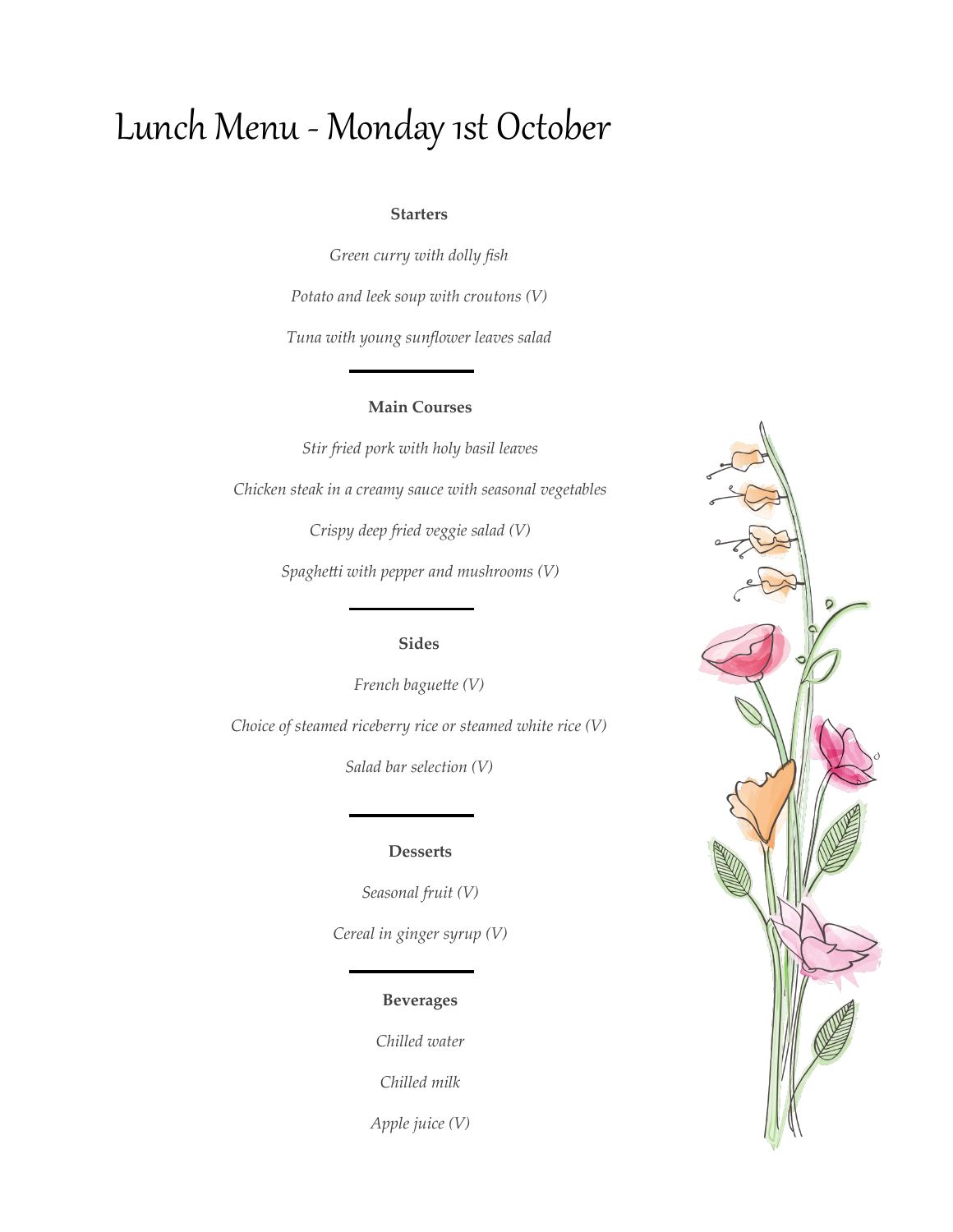# Lunch Menu - Monday 1st October

**Starters**

*Green curry with dolly fish*

*Potato and leek soup with croutons (V)*

*Tuna with young sunflower leaves salad*

---

**Main Courses**

*Stir fried pork with holy basil leaves*

*Chicken steak in a creamy sauce with seasonal vegetables*

*Crispy deep fried veggie salad (V)*

*Spaghetti with pepper and mushrooms (V)*

---

**Sides**

*French baguette (V)*

*Choice of steamed riceberry rice or steamed white rice (V)*

*Salad bar selection (V)*

---

**Desserts**

*Seasonal fruit (V)*

*Cereal in ginger syrup (V)*

---

**Beverages**

*Chilled water*

*Chilled milk*

*Apple juice (V)*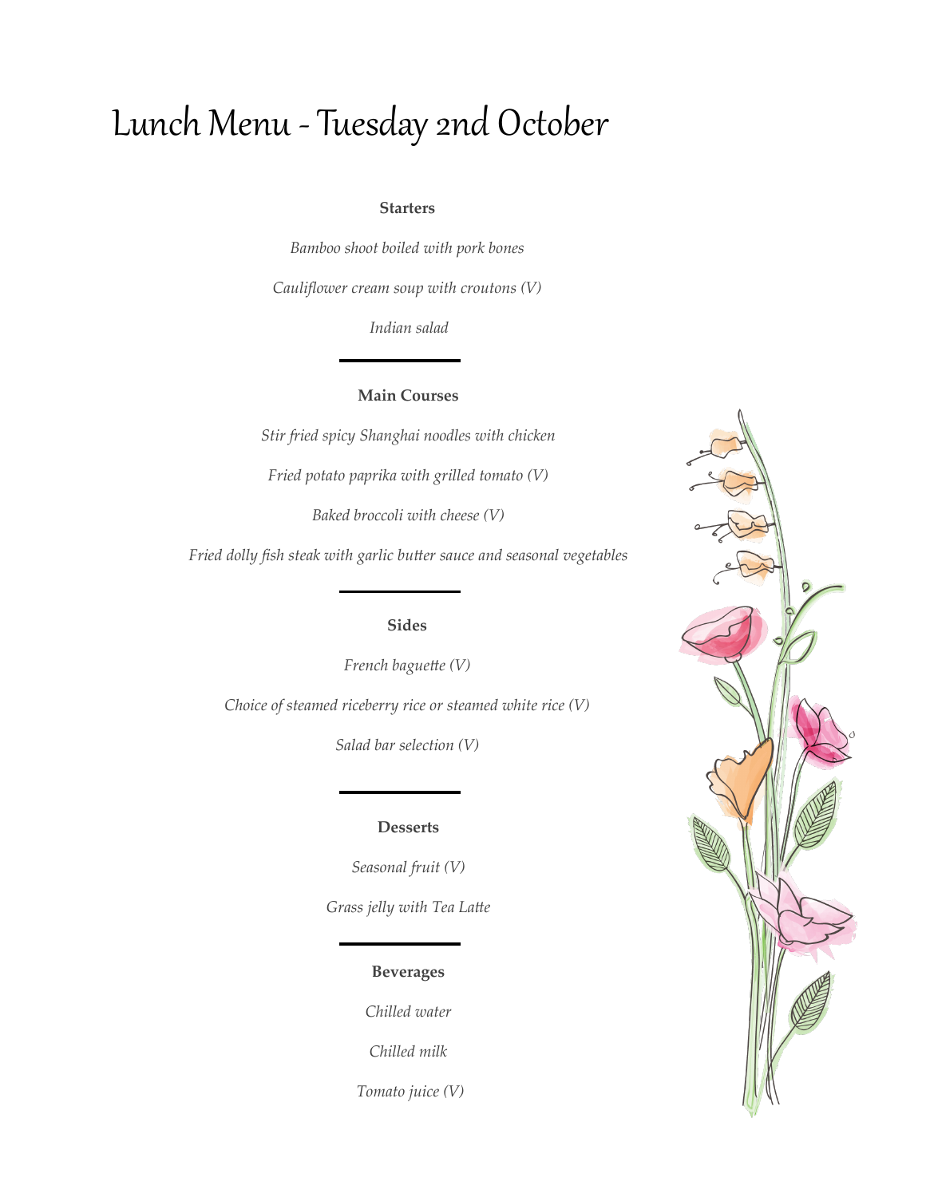# Lunch Menu - Tuesday 2nd October

**Starters**

*Bamboo shoot boiled with pork bones*

*Cauliflower cream soup with croutons (V)*

*Indian salad*

---

**Main Courses**

*Stir fried spicy Shanghai noodles with chicken*

*Fried potato paprika with grilled tomato (V)*

*Baked broccoli with cheese (V)*

*Fried dolly fish steak with garlic butter sauce and seasonal vegetables*

---

**Sides**

*French baguette (V)*

*Choice of steamed riceberry rice or steamed white rice (V)*

*Salad bar selection (V)*

---

**Desserts**

*Seasonal fruit (V)*

*Grass jelly with Tea Latte*

---

**Beverages**

*Chilled water*

*Chilled milk*

*Tomato juice (V)*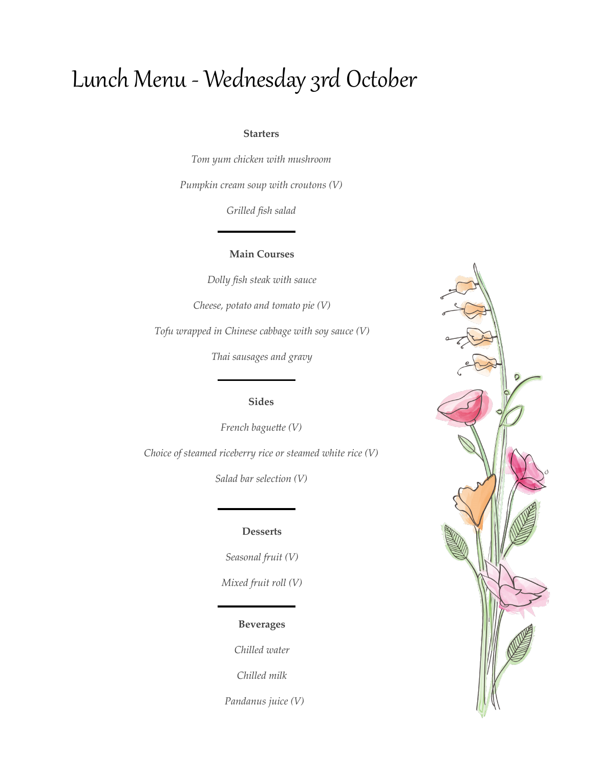# Lunch Menu - Wednesday 3rd October

### Starters

*Tom yum chicken with mushroom*

*Pumpkin cream soup with croutons (V)*

*Grilled fish salad*

---

### Main Courses

*Dolly fish steak with sauce*

*Cheese, potato and tomato pie (V)*

*Tofu wrapped in Chinese cabbage with soy sauce (V)*

*Thai sausages and gravy*

---

### Sides

*French baguette (V)*

*Choice of steamed riceberry rice or steamed white rice (V)*

*Salad bar selection (V)*

---

### Desserts

*Seasonal fruit (V)*

*Mixed fruit roll (V)*

---

### Beverages

*Chilled water*

*Chilled milk*

*Pandanus juice (V)*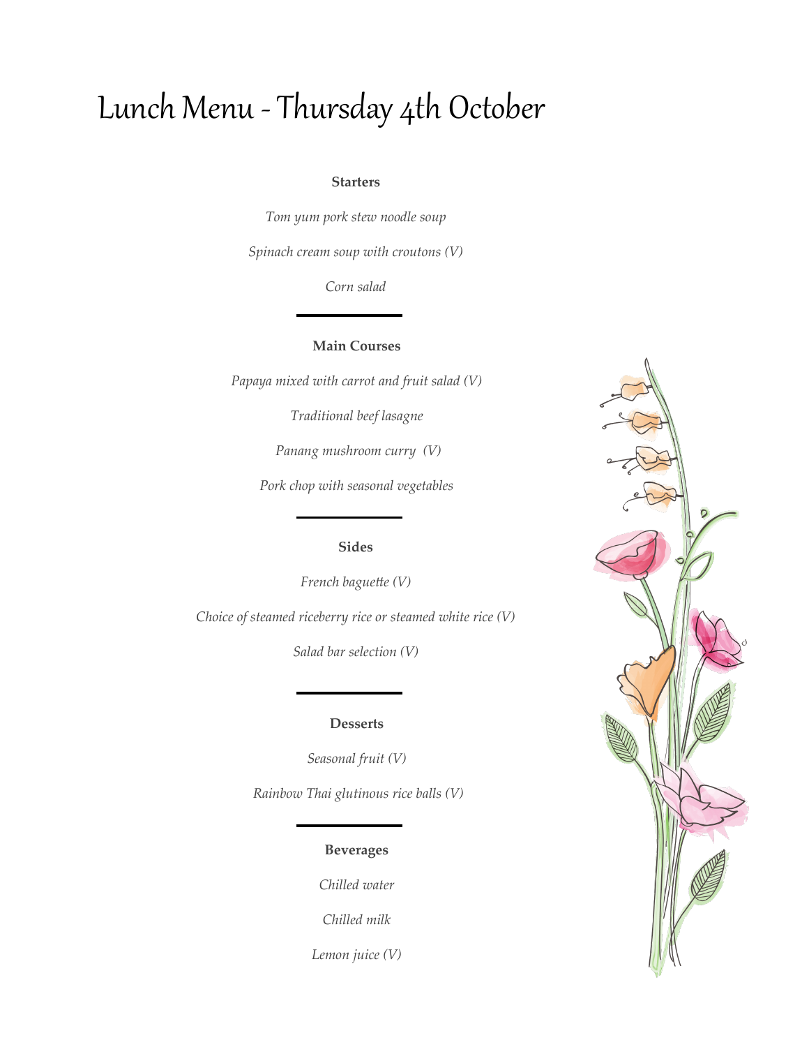# Lunch Menu - Thursday 4th October

**Starters**

*Tom yum pork stew noodle soup*

*Spinach cream soup with croutons (V)*

*Corn salad*

---

**Main Courses**

*Papaya mixed with carrot and fruit salad (V)*

*Traditional beef lasagne*

*Panang mushroom curry (V)*

*Pork chop with seasonal vegetables*

---

**Sides**

*French baguette (V)*

*Choice of steamed riceberry rice or steamed white rice (V)*

*Salad bar selection (V)*

---

**Desserts**

*Seasonal fruit (V)*

*Rainbow Thai glutinous rice balls (V)*

---

**Beverages**

*Chilled water*

*Chilled milk*

*Lemon juice (V)*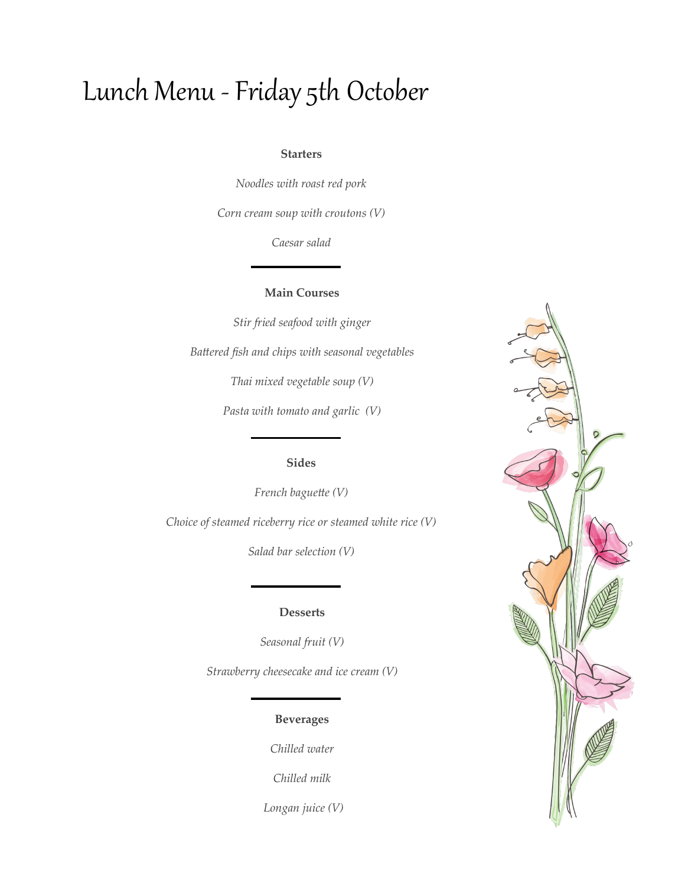# Lunch Menu - Friday 5th October

**Starters**

*Noodles with roast red pork*

*Corn cream soup with croutons (V)*

*Caesar salad*

---

**Main Courses**

*Stir fried seafood with ginger*

*Battered fish and chips with seasonal vegetables*

*Thai mixed vegetable soup (V)*

*Pasta with tomato and garlic (V)*

---

**Sides**

*French baguette (V)*

*Choice of steamed riceberry rice or steamed white rice (V)*

*Salad bar selection (V)*

---

**Desserts**

*Seasonal fruit (V)*

*Strawberry cheesecake and ice cream (V)*

---

**Beverages**

*Chilled water*

*Chilled milk*

*Longan juice (V)*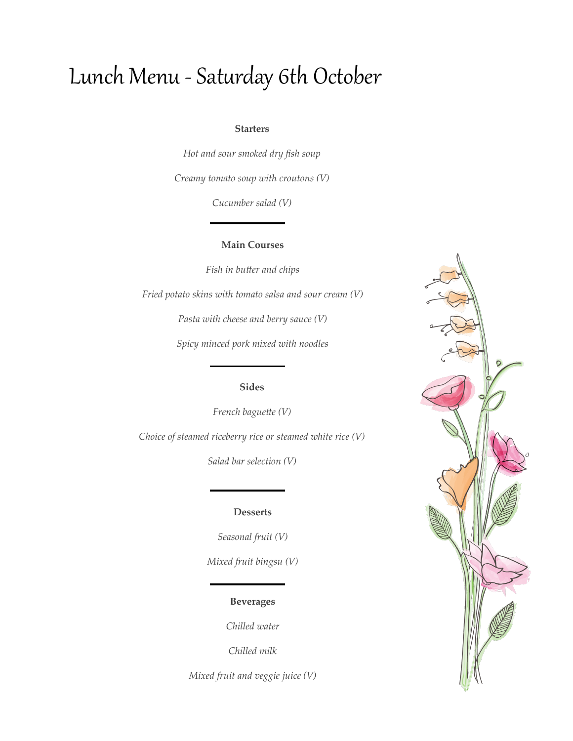# Lunch Menu - Saturday 6th October

**Starters**

*Hot and sour smoked dry fish soup*

*Creamy tomato soup with croutons (V)*

*Cucumber salad (V)*

---

**Main Courses**

*Fish in butter and chips*

*Fried potato skins with tomato salsa and sour cream (V)*

*Pasta with cheese and berry sauce (V)*

*Spicy minced pork mixed with noodles*

---

**Sides**

*French baguette (V)*

*Choice of steamed riceberry rice or steamed white rice (V)*

*Salad bar selection (V)*

---

**Desserts**

*Seasonal fruit (V)*

*Mixed fruit bingsu (V)*

---

**Beverages**

*Chilled water*

*Chilled milk*

*Mixed fruit and veggie juice (V)*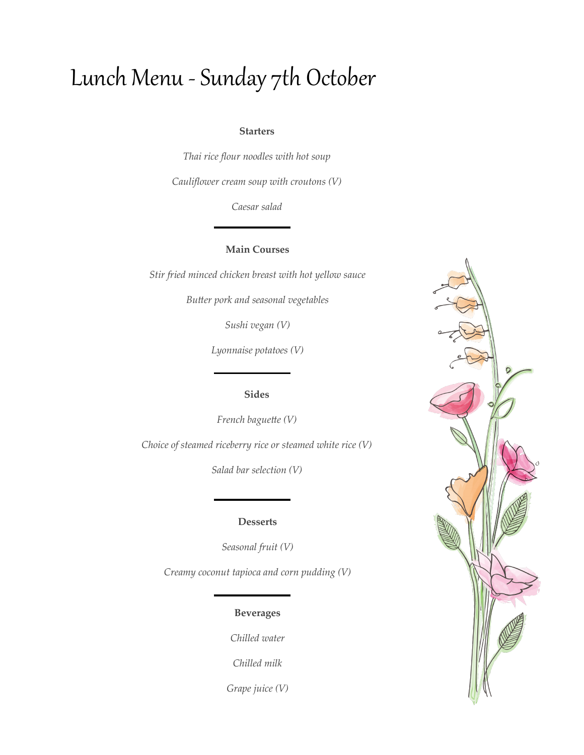# Lunch Menu - Sunday 7th October

**Starters**

*Thai rice flour noodles with hot soup*

*Cauliflower cream soup with croutons (V)*

*Caesar salad*

---

**Main Courses**

*Stir fried minced chicken breast with hot yellow sauce*

*Butter pork and seasonal vegetables*

*Sushi vegan (V)*

*Lyonnaise potatoes (V)*

---

**Sides**

*French baguette (V)*

*Choice of steamed riceberry rice or steamed white rice (V)*

*Salad bar selection (V)*

---

**Desserts**

*Seasonal fruit (V)*

*Creamy coconut tapioca and corn pudding (V)*

---

**Beverages**

*Chilled water*

*Chilled milk*

*Grape juice (V)*